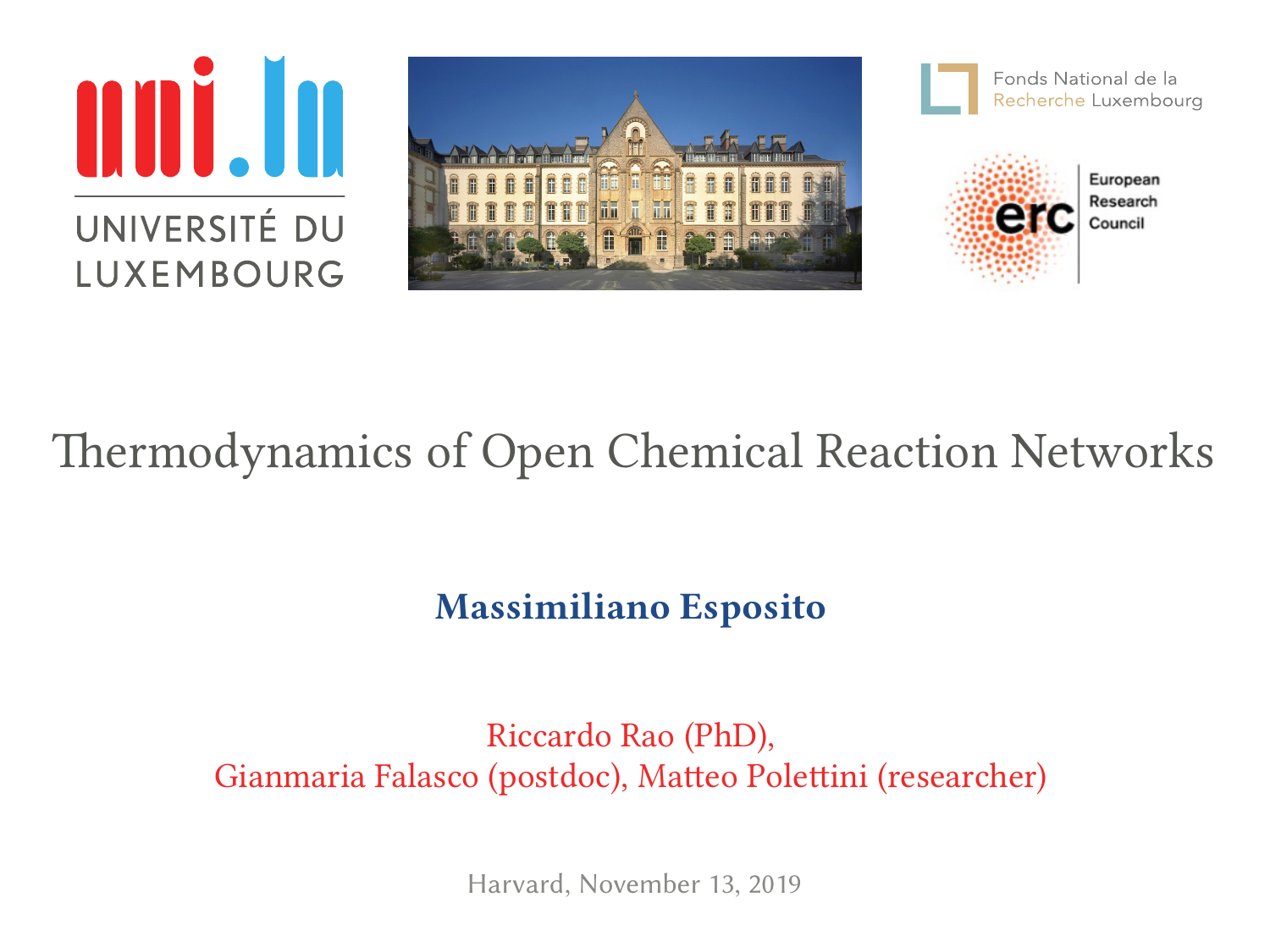UNIVERSITÉ DU LUXEMBOURG

Fonds National de la Recherche Luxembourg

European Research Council

# Thermodynamics of Open Chemical Reaction Networks

**Massimiliano Esposito**

Riccardo Rao (PhD),
Gianmaria Falasco (postdoc), Matteo Polettini (researcher)

Harvard, November 13, 2019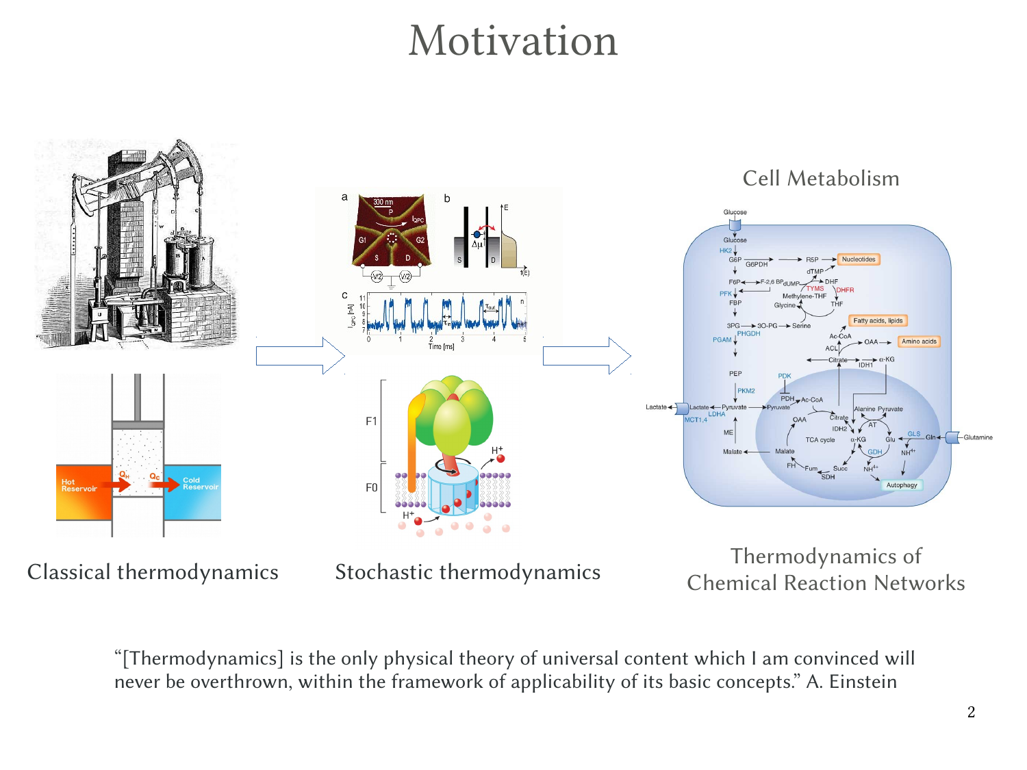# Motivation

Classical thermodynamics

Stochastic thermodynamics

Cell Metabolism

Thermodynamics of Chemical Reaction Networks

"[Thermodynamics] is the only physical theory of universal content which I am convinced will never be overthrown, within the framework of applicability of its basic concepts." A. Einstein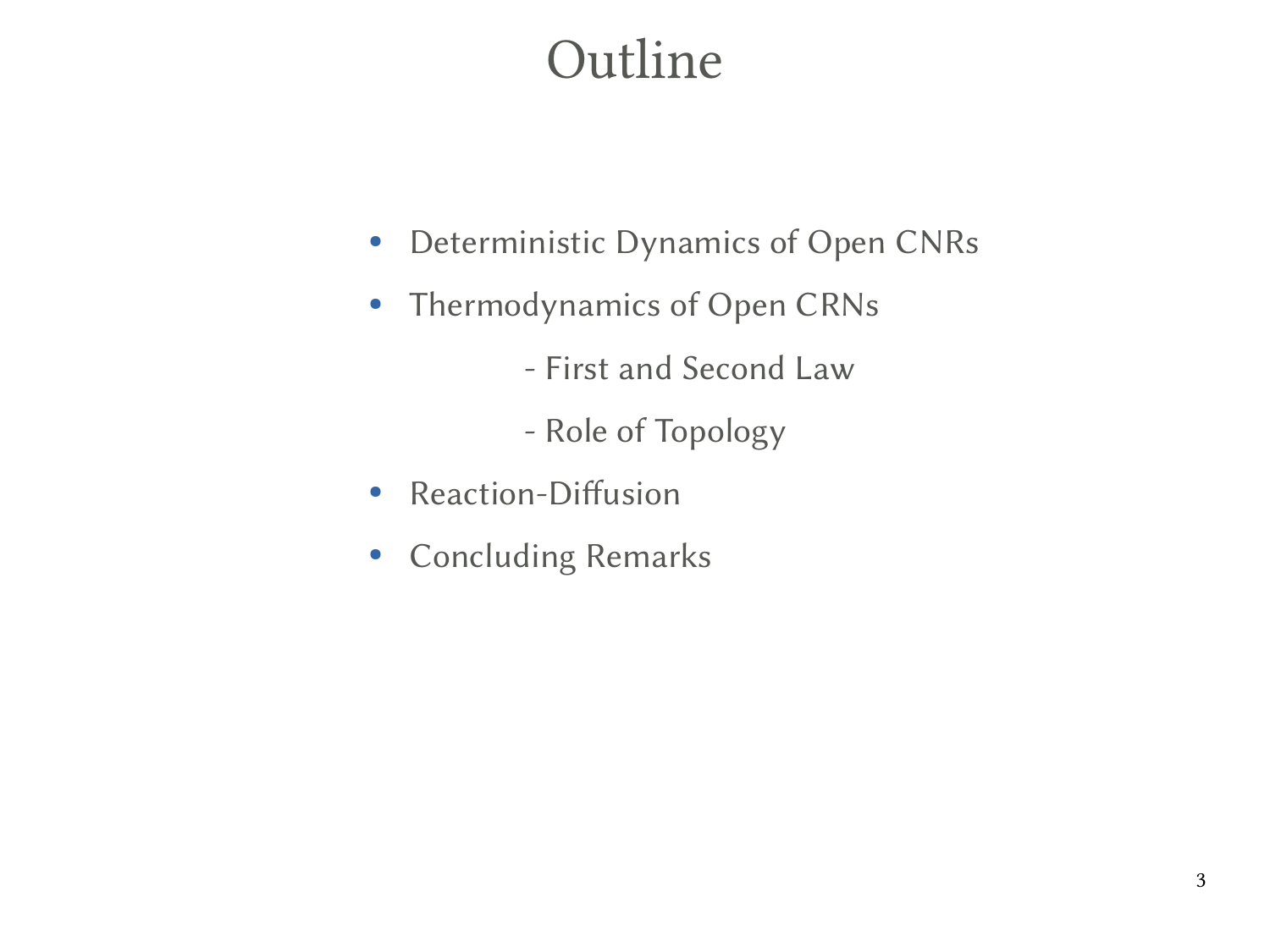# Outline

- Deterministic Dynamics of Open CNRs
- Thermodynamics of Open CRNs
  - First and Second Law
  - Role of Topology
- Reaction-Diffusion
- Concluding Remarks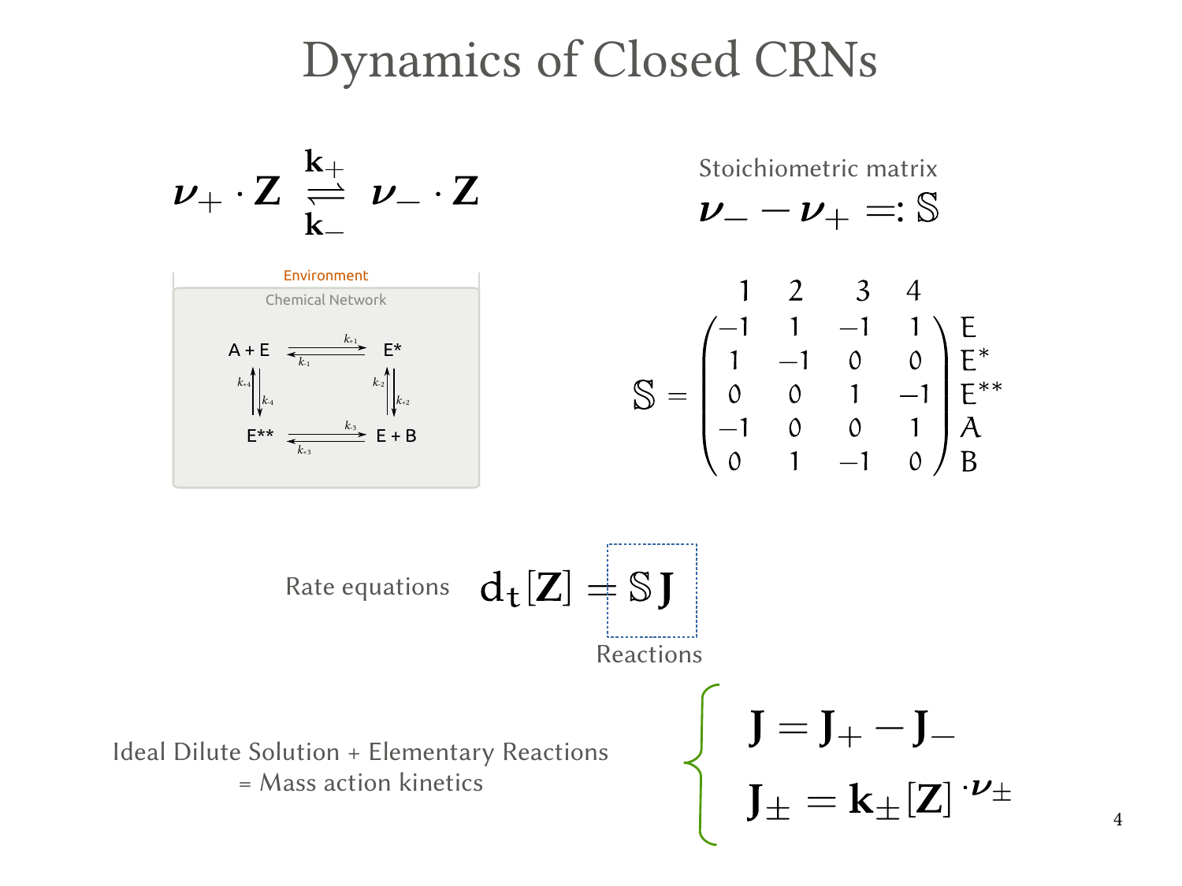# Dynamics of Closed CRNs

$$\boldsymbol{\nu}_+ \cdot \mathbf{Z} \underset{\mathbf{k}_-}{\overset{\mathbf{k}_+}{\rightleftharpoons}} \boldsymbol{\nu}_- \cdot \mathbf{Z}$$

Environment

Chemical Network

$$\begin{array}{ccc} A + E & \underset{k_{-1}}{\overset{k_{+1}}{\rightleftharpoons}} & E^* \\ k_{+4} \uparrow\downarrow k_{-4} & & k_{-2} \uparrow\downarrow k_{+2} \\ E^{**} & \underset{k_{+3}}{\overset{k_{-3}}{\rightleftharpoons}} & E + B \end{array}$$

Stoichiometric matrix

$$\boldsymbol{\nu}_- - \boldsymbol{\nu}_+ =: \mathbb{S}$$

$$\mathbb{S} = \begin{pmatrix} -1 & 1 & -1 & 1 \\ 1 & -1 & 0 & 0 \\ 0 & 0 & 1 & -1 \\ -1 & 0 & 0 & 1 \\ 0 & 1 & -1 & 0 \end{pmatrix} \begin{matrix} E \\ E^* \\ E^{**} \\ A \\ B \end{matrix}$$

(columns: 1, 2, 3, 4)

Rate equations $\quad \mathrm{d}_t[\mathbf{Z}] = \mathbb{S}\,\mathbf{J}$

Reactions

Ideal Dilute Solution + Elementary Reactions
= Mass action kinetics

$$\begin{cases} \mathbf{J} = \mathbf{J}_+ - \mathbf{J}_- \\ \mathbf{J}_\pm = \mathbf{k}_\pm [\mathbf{Z}]^{\cdot \boldsymbol{\nu}_\pm} \end{cases}$$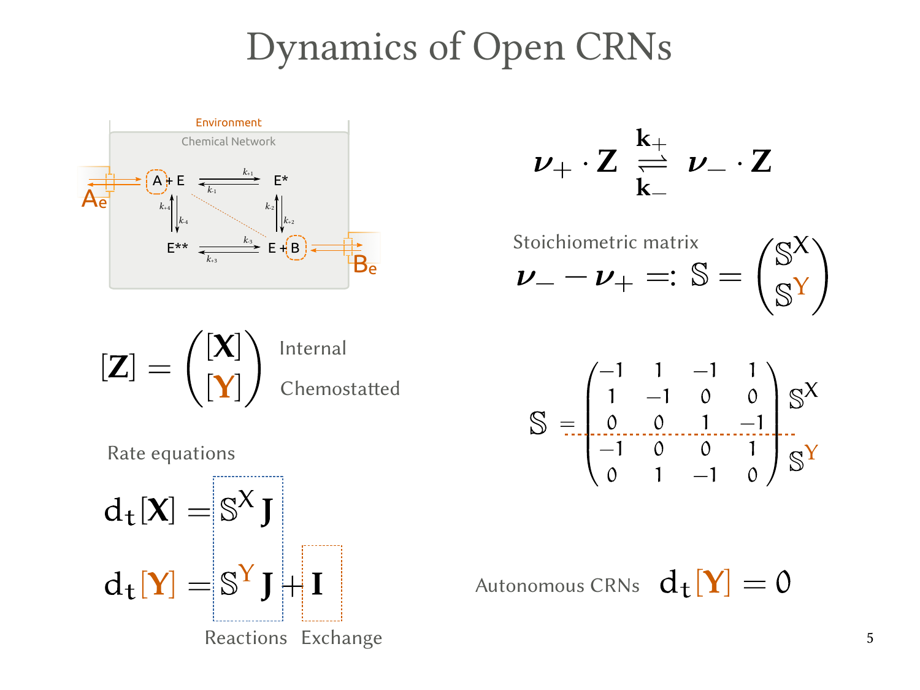# Dynamics of Open CRNs

Environment

Chemical Network

$$A + E \underset{k_{-1}}{\overset{k_{+1}}{\rightleftharpoons}} E^{*}$$

$$E^{*} \underset{k_{+2}}{\overset{k_{-2}}{\rightleftharpoons}} E + B$$

$$E^{**} \underset{k_{+3}}{\overset{k_{-3}}{\rightleftharpoons}} E + B$$

$$A + E \underset{k_{4}}{\overset{k_{+4}}{\rightleftharpoons}} E^{**}$$

$A_e$, $B_e$

$$\boldsymbol{\nu}_{+} \cdot \mathbf{Z} \underset{\mathbf{k}_{-}}{\overset{\mathbf{k}_{+}}{\rightleftharpoons}} \boldsymbol{\nu}_{-} \cdot \mathbf{Z}$$

Stoichiometric matrix

$$\boldsymbol{\nu}_{-} - \boldsymbol{\nu}_{+} =: \mathbb{S} = \begin{pmatrix} \mathbb{S}^{X} \\ \mathbb{S}^{Y} \end{pmatrix}$$

$$[\mathbf{Z}] = \begin{pmatrix} [\mathbf{X}] \\ [\mathbf{Y}] \end{pmatrix} \begin{matrix} \text{Internal} \\ \text{Chemostatted} \end{matrix}$$

$$\mathbb{S} = \left(\begin{array}{cccc} -1 & 1 & -1 & 1 \\ 1 & -1 & 0 & 0 \\ 0 & 0 & 1 & -1 \\ \hline -1 & 0 & 0 & 1 \\ 0 & 1 & -1 & 0 \end{array}\right) \begin{matrix} \mathbb{S}^{X} \\ \\ \mathbb{S}^{Y} \end{matrix}$$

Rate equations

$$d_t[\mathbf{X}] = \mathbb{S}^{X}\,\mathbf{J}$$

$$d_t[\mathbf{Y}] = \mathbb{S}^{Y}\,\mathbf{J} + \mathbf{I}$$

Reactions Exchange

Autonomous CRNs $\quad d_t[\mathbf{Y}] = 0$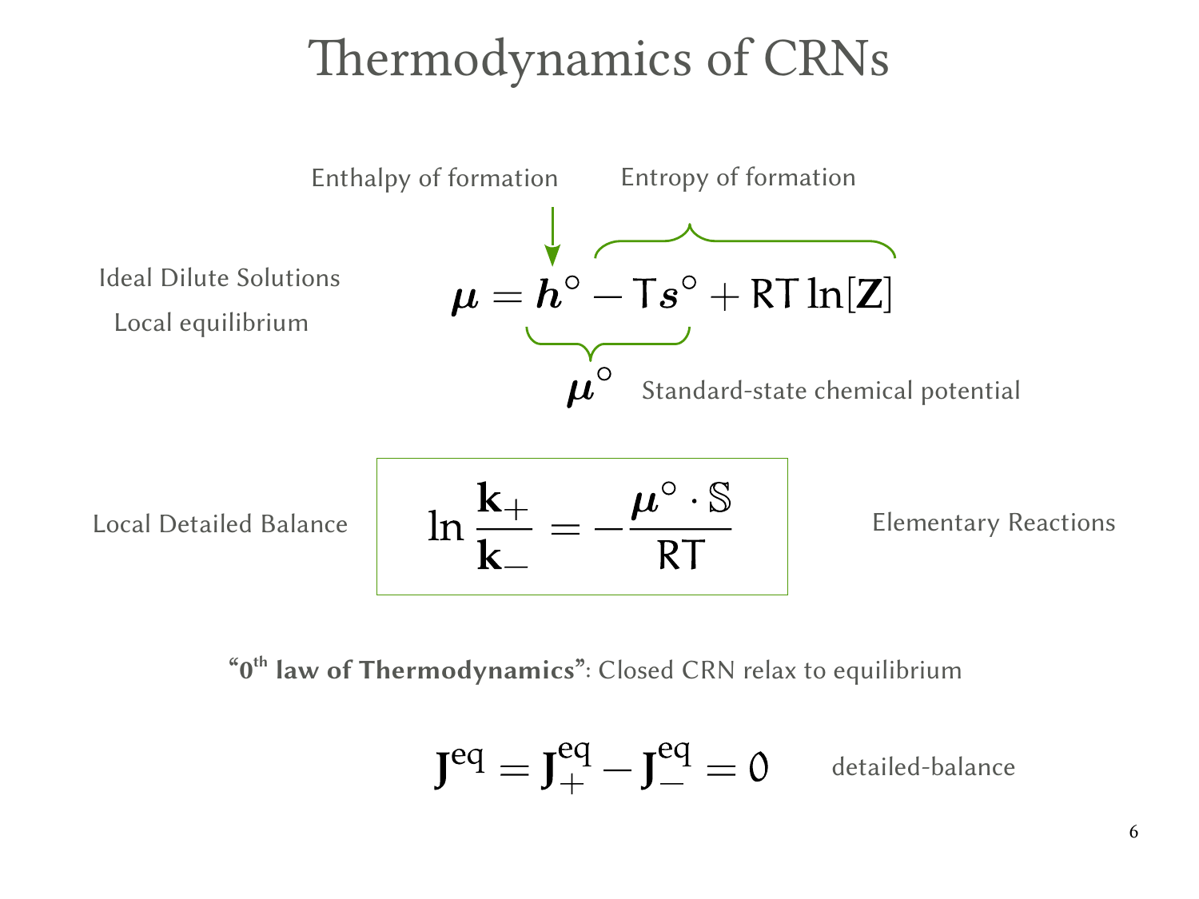# Thermodynamics of CRNs

Ideal Dilute Solutions

Local equilibrium

Enthalpy of formation — Entropy of formation

$$\boldsymbol{\mu} = \boldsymbol{h}^\circ - T\boldsymbol{s}^\circ + RT\ln[\mathbf{Z}]$$

$\boldsymbol{\mu}^\circ$ Standard-state chemical potential

Local Detailed Balance

$$\ln\frac{\mathbf{k}_+}{\mathbf{k}_-} = -\frac{\boldsymbol{\mu}^\circ \cdot \mathbb{S}}{RT}$$

Elementary Reactions

**"0th law of Thermodynamics"**: Closed CRN relax to equilibrium

$$\mathbf{J}^{\text{eq}} = \mathbf{J}_+^{\text{eq}} - \mathbf{J}_-^{\text{eq}} = 0$$

detailed-balance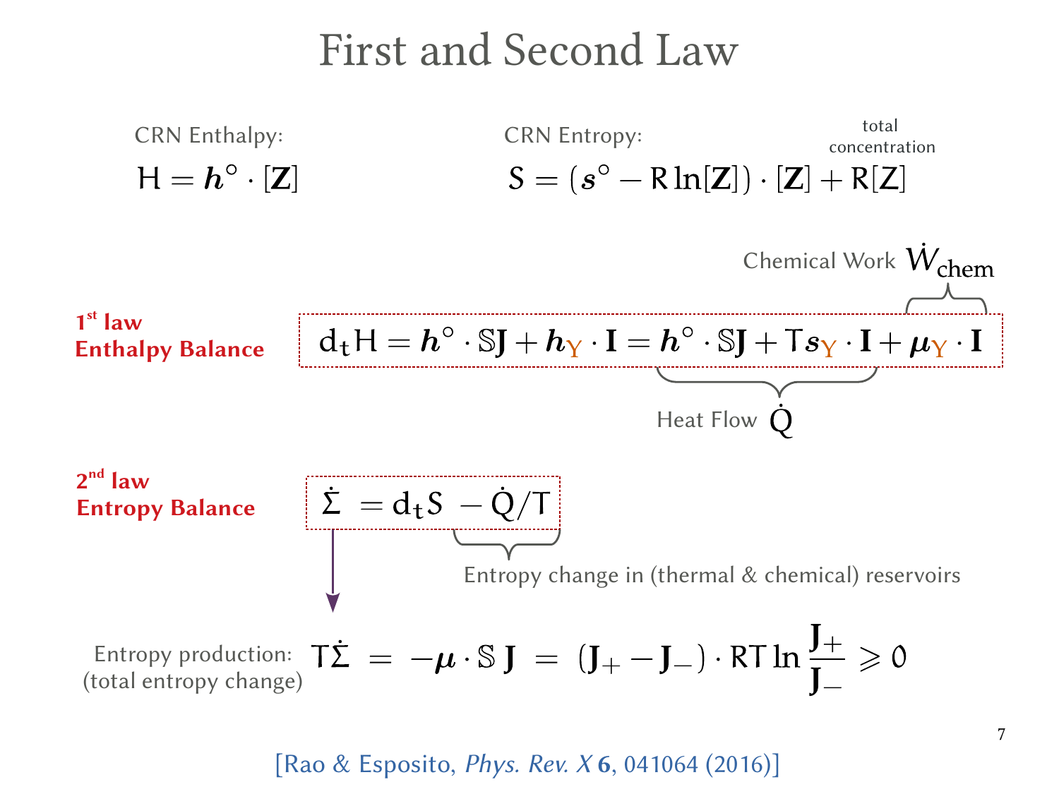# First and Second Law

CRN Enthalpy:

$$\mathsf{H} = \boldsymbol{h}^\circ \cdot [\mathbf{Z}]$$

CRN Entropy:

$$\mathsf{S} = (\boldsymbol{s}^\circ - \mathsf{R}\ln[\mathbf{Z}]) \cdot [\mathbf{Z}] + \mathsf{R}[\mathsf{Z}]$$

(where $[\mathsf{Z}]$ is the total concentration)

**1st law Enthalpy Balance**

$$\mathrm{d}_t \mathsf{H} = \boldsymbol{h}^\circ \cdot \mathbb{S}\mathbf{J} + \boldsymbol{h}_{\mathrm{Y}} \cdot \mathbf{I} = \boldsymbol{h}^\circ \cdot \mathbb{S}\mathbf{J} + \underbrace{\mathsf{T}\boldsymbol{s}_{\mathrm{Y}} \cdot \mathbf{I}}_{\text{Heat Flow } \dot{\mathsf{Q}}} + \overbrace{\boldsymbol{\mu}_{\mathrm{Y}} \cdot \mathbf{I}}^{\text{Chemical Work } \dot{W}_{\text{chem}}}$$

**2nd law Entropy Balance**

$$\dot{\Sigma} = \mathrm{d}_t \mathsf{S} \underbrace{- \dot{\mathsf{Q}}/\mathsf{T}}_{\text{Entropy change in (thermal \& chemical) reservoirs}}$$

Entropy production: (total entropy change)

$$\mathsf{T}\dot{\Sigma} = -\boldsymbol{\mu} \cdot \mathbb{S}\,\mathbf{J} = (\mathbf{J}_+ - \mathbf{J}_-) \cdot \mathsf{R}\mathsf{T}\ln\frac{\mathbf{J}_+}{\mathbf{J}_-} \geqslant 0$$

[Rao & Esposito, *Phys. Rev. X* **6**, 041064 (2016)]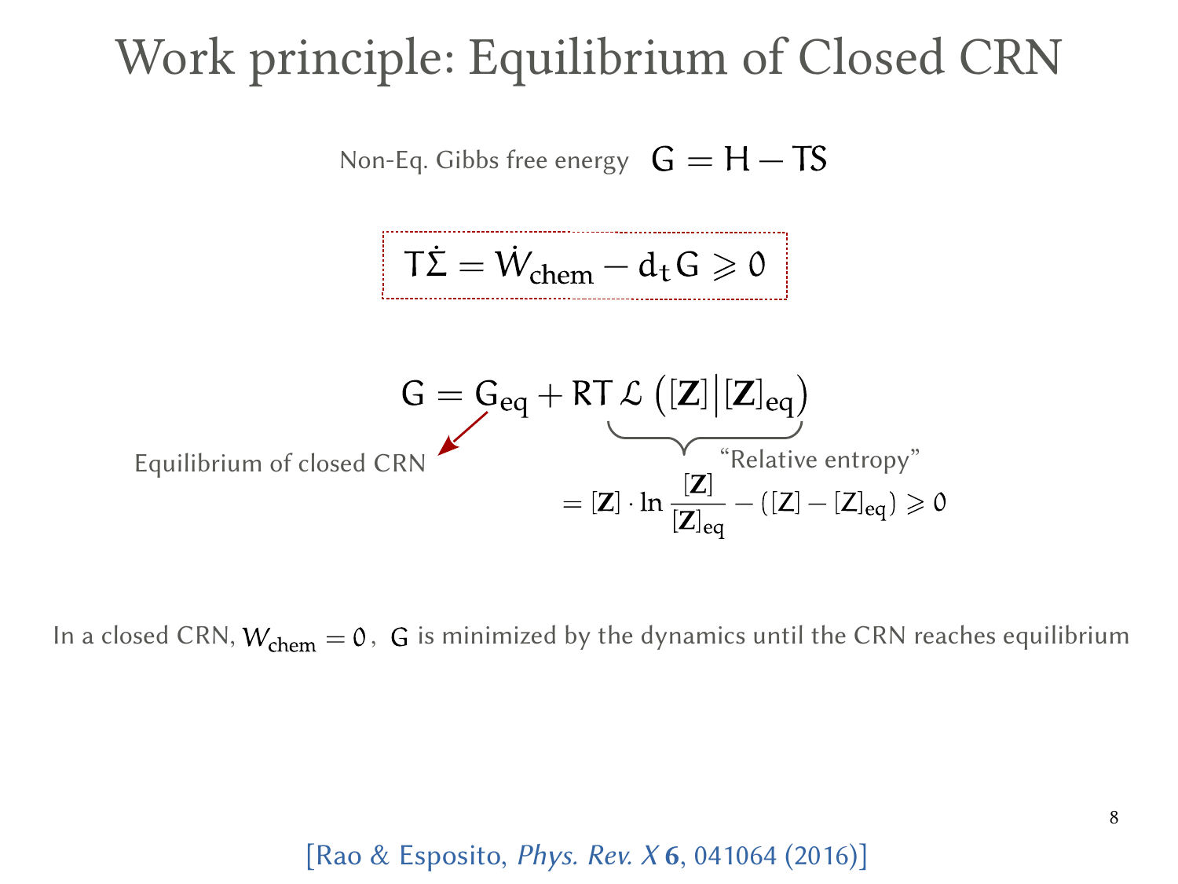# Work principle: Equilibrium of Closed CRN

Non-Eq. Gibbs free energy $G = H - TS$

$$T\dot{\Sigma} = \dot{W}_{\text{chem}} - d_t G \geqslant 0$$

$$G = G_{\text{eq}} + RT\,\mathcal{L}\left([\mathbf{Z}]\middle|[\mathbf{Z}]_{\text{eq}}\right)$$

Equilibrium of closed CRN ($G_{\text{eq}}$)

"Relative entropy"

$$= [\mathbf{Z}] \cdot \ln \frac{[\mathbf{Z}]}{[\mathbf{Z}]_{\text{eq}}} - ([Z] - [Z]_{\text{eq}}) \geqslant 0$$

In a closed CRN, $W_{\text{chem}} = 0$, $G$ is minimized by the dynamics until the CRN reaches equilibrium

[Rao & Esposito, *Phys. Rev. X* **6**, 041064 (2016)]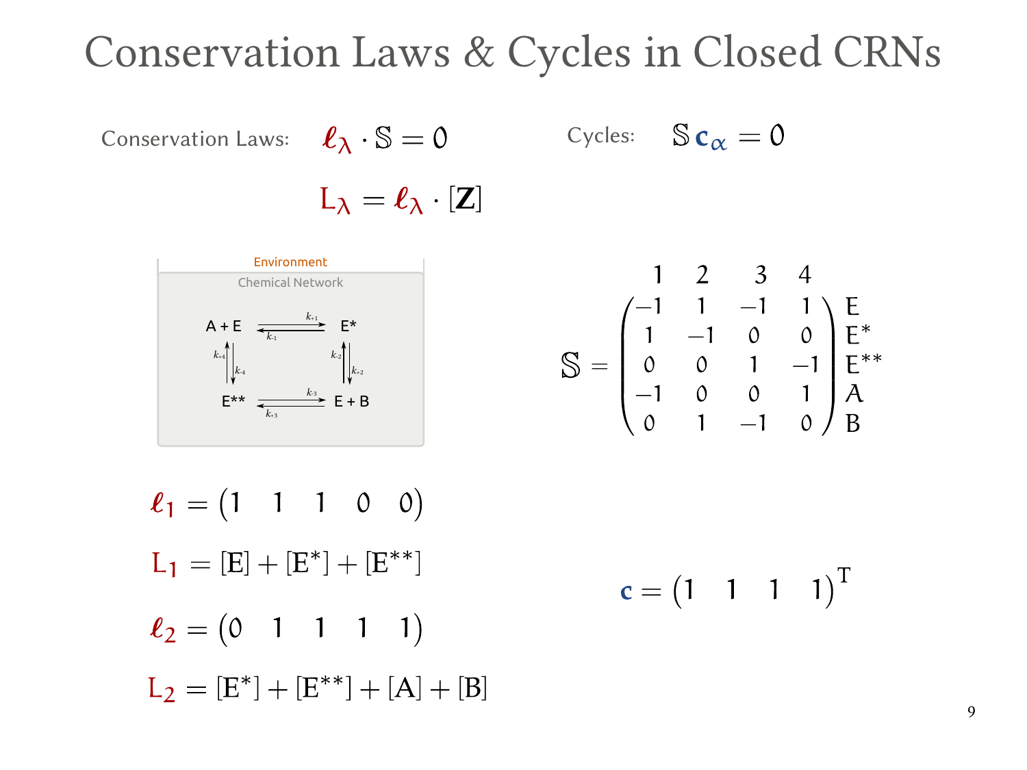# Conservation Laws & Cycles in Closed CRNs

Conservation Laws: $\boldsymbol{\ell}_\lambda \cdot \mathbb{S} = 0$

$$\mathrm{L}_\lambda = \boldsymbol{\ell}_\lambda \cdot [\mathbf{Z}]$$

Cycles: $\mathbb{S}\, \mathbf{c}_\alpha = 0$

Environment

Chemical Network

$$\mathrm{A} + \mathrm{E} \underset{k_{-1}}{\overset{k_{+1}}{\rightleftharpoons}} \mathrm{E}^*$$

$$\mathrm{E}^* \underset{k_{-2}}{\overset{k_{+2}}{\rightleftharpoons}} \mathrm{E} + \mathrm{B}$$

$$\mathrm{E} + \mathrm{B} \underset{k_{+3}}{\overset{k_{-3}}{\rightleftharpoons}} \mathrm{E}^{**}$$

$$\mathrm{E}^{**} \underset{k_{-4}}{\overset{k_{+4}}{\rightleftharpoons}} \mathrm{A} + \mathrm{E}$$

$$\mathbb{S} = \begin{pmatrix} -1 & 1 & -1 & 1 \\ 1 & -1 & 0 & 0 \\ 0 & 0 & 1 & -1 \\ -1 & 0 & 0 & 1 \\ 0 & 1 & -1 & 0 \end{pmatrix} \begin{matrix} \mathrm{E} \\ \mathrm{E}^* \\ \mathrm{E}^{**} \\ \mathrm{A} \\ \mathrm{B} \end{matrix}$$

(columns labeled 1, 2, 3, 4)

$$\boldsymbol{\ell}_1 = \begin{pmatrix} 1 & 1 & 1 & 0 & 0 \end{pmatrix}$$

$$\mathrm{L}_1 = [\mathrm{E}] + [\mathrm{E}^*] + [\mathrm{E}^{**}]$$

$$\boldsymbol{\ell}_2 = \begin{pmatrix} 0 & 1 & 1 & 1 & 1 \end{pmatrix}$$

$$\mathrm{L}_2 = [\mathrm{E}^*] + [\mathrm{E}^{**}] + [\mathrm{A}] + [\mathrm{B}]$$

$$\mathbf{c} = \begin{pmatrix} 1 & 1 & 1 & 1 \end{pmatrix}^{\mathrm{T}}$$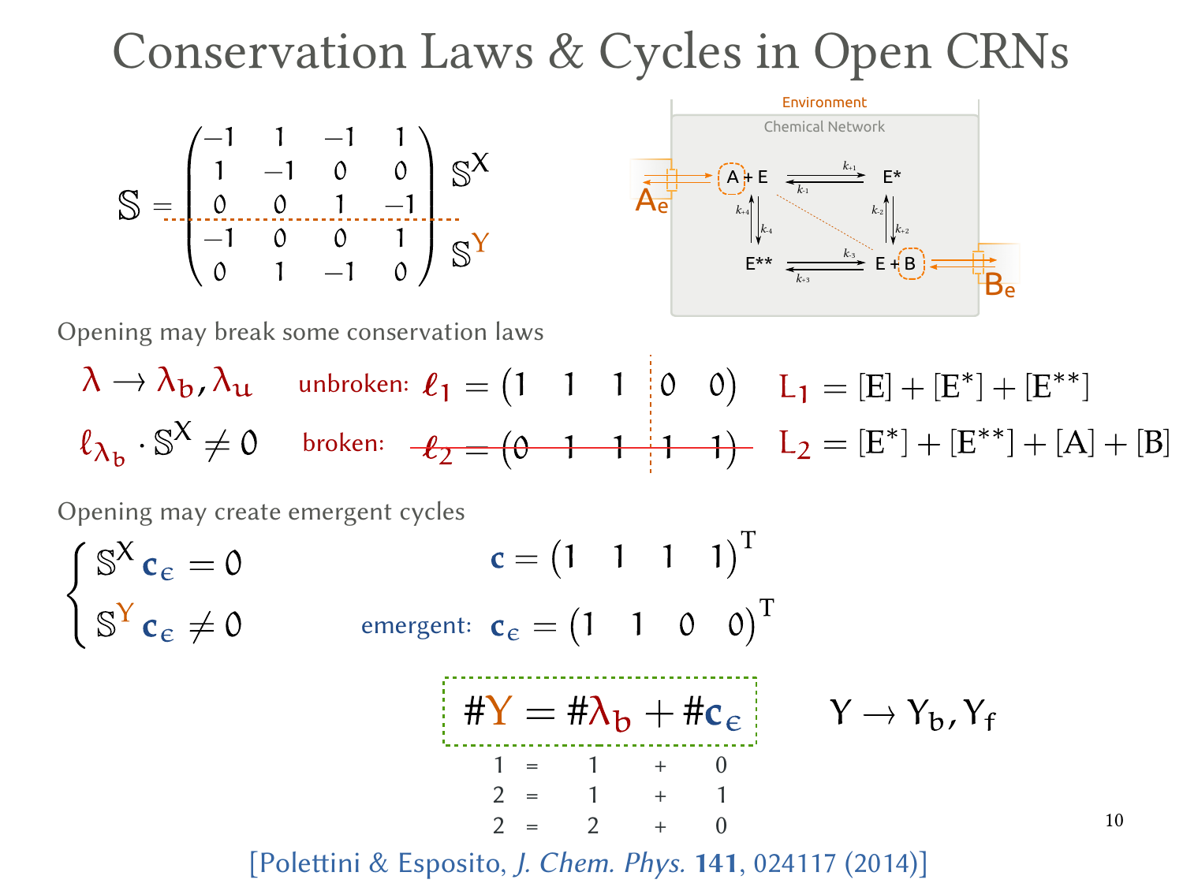# Conservation Laws & Cycles in Open CRNs

$$
\mathbb{S} = \begin{pmatrix} -1 & 1 & -1 & 1 \\ 1 & -1 & 0 & 0 \\ 0 & 0 & 1 & -1 \\ \hline -1 & 0 & 0 & 1 \\ 0 & 1 & -1 & 0 \end{pmatrix} \begin{matrix} \mathbb{S}^X \\ \\ \mathbb{S}^Y \end{matrix}
$$

Environment

Chemical Network

$A_e$, A + E $\underset{k_{-1}}{\overset{k_{+1}}{\rightleftharpoons}}$ E*, E* $\underset{k_{+2}}{\overset{k_{-2}}{\rightleftharpoons}}$ E + B, E + B $\underset{k_{+3}}{\overset{k_{-3}}{\rightleftharpoons}}$ E**, E** $\underset{k_{-4}}{\overset{k_{+4}}{\rightleftharpoons}}$ A + E, $B_e$

Opening may break some conservation laws

$\lambda \to \lambda_b, \lambda_u$ unbroken: $\boldsymbol{\ell}_1 = \begin{pmatrix} 1 & 1 & 1 & 0 & 0 \end{pmatrix}$ $L_1 = [E] + [E^*] + [E^{**}]$

$\boldsymbol{\ell}_{\lambda_b} \cdot \mathbb{S}^X \neq 0$ broken: ~~$\boldsymbol{\ell}_2 = \begin{pmatrix} 0 & 1 & 1 & 1 & 1 \end{pmatrix}$~~ $L_2 = [E^*] + [E^{**}] + [A] + [B]$

Opening may create emergent cycles

$$
\begin{cases} \mathbb{S}^X \mathbf{c}_\epsilon = 0 \\ \mathbb{S}^Y \mathbf{c}_\epsilon \neq 0 \end{cases}
$$

$\mathbf{c} = \begin{pmatrix} 1 & 1 & 1 & 1 \end{pmatrix}^T$

emergent: $\mathbf{c}_\epsilon = \begin{pmatrix} 1 & 1 & 0 & 0 \end{pmatrix}^T$

$$
\#Y = \#\lambda_b + \#\mathbf{c}_\epsilon \qquad Y \to Y_b, Y_f
$$

| | | | | |
|---|---|---|---|---|
| 1 | = | 1 | + | 0 |
| 2 | = | 1 | + | 1 |
| 2 | = | 2 | + | 0 |

[Polettini & Esposito, *J. Chem. Phys.* **141**, 024117 (2014)]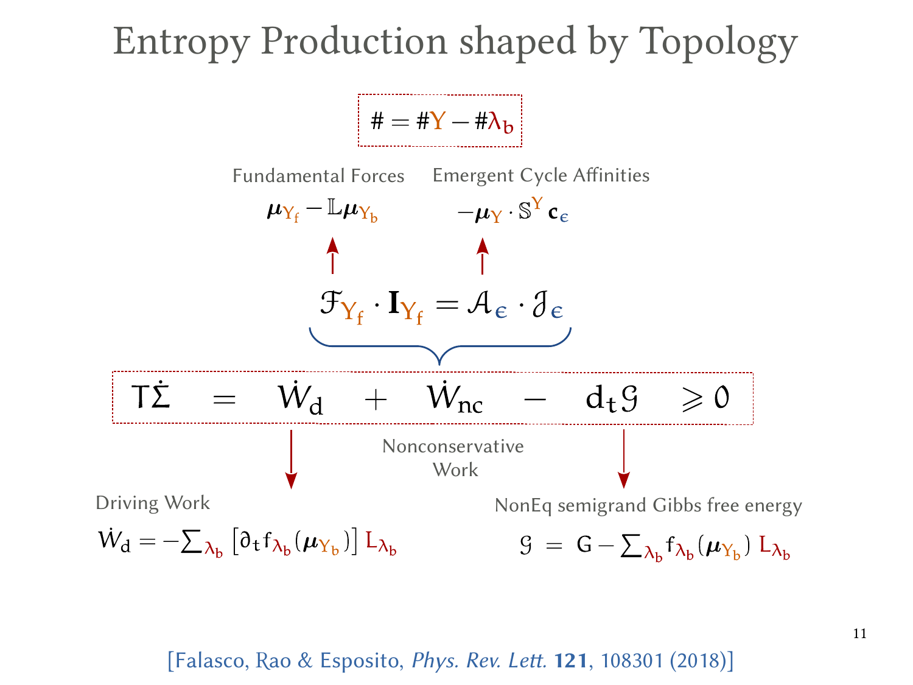# Entropy Production shaped by Topology

$$\# = \#\mathrm{Y} - \#\lambda_{\mathrm{b}}$$

Fundamental Forces

$$\boldsymbol{\mu}_{\mathrm{Y_f}} - \mathbb{L}\boldsymbol{\mu}_{\mathrm{Y_b}}$$

Emergent Cycle Affinities

$$-\boldsymbol{\mu}_{\mathrm{Y}} \cdot \mathbb{S}^{\mathrm{Y}}\, \mathbf{c}_{\epsilon}$$

$$\mathcal{F}_{\mathrm{Y_f}} \cdot \mathbf{I}_{\mathrm{Y_f}} = \mathcal{A}_{\epsilon} \cdot \mathcal{J}_{\epsilon}$$

$$T\dot{\Sigma} = \dot{W}_{\mathrm{d}} + \dot{W}_{\mathrm{nc}} - \mathrm{d}_t \mathcal{G} \geqslant 0$$

Nonconservative Work

Driving Work

$$\dot{W}_{\mathrm{d}} = -\sum_{\lambda_{\mathrm{b}}} \left[\partial_t f_{\lambda_{\mathrm{b}}}(\boldsymbol{\mu}_{\mathrm{Y_b}})\right] L_{\lambda_{\mathrm{b}}}$$

NonEq semigrand Gibbs free energy

$$\mathcal{G} = G - \sum_{\lambda_{\mathrm{b}}} f_{\lambda_{\mathrm{b}}}(\boldsymbol{\mu}_{\mathrm{Y_b}})\, L_{\lambda_{\mathrm{b}}}$$

[Falasco, Rao & Esposito, *Phys. Rev. Lett.* **121**, 108301 (2018)]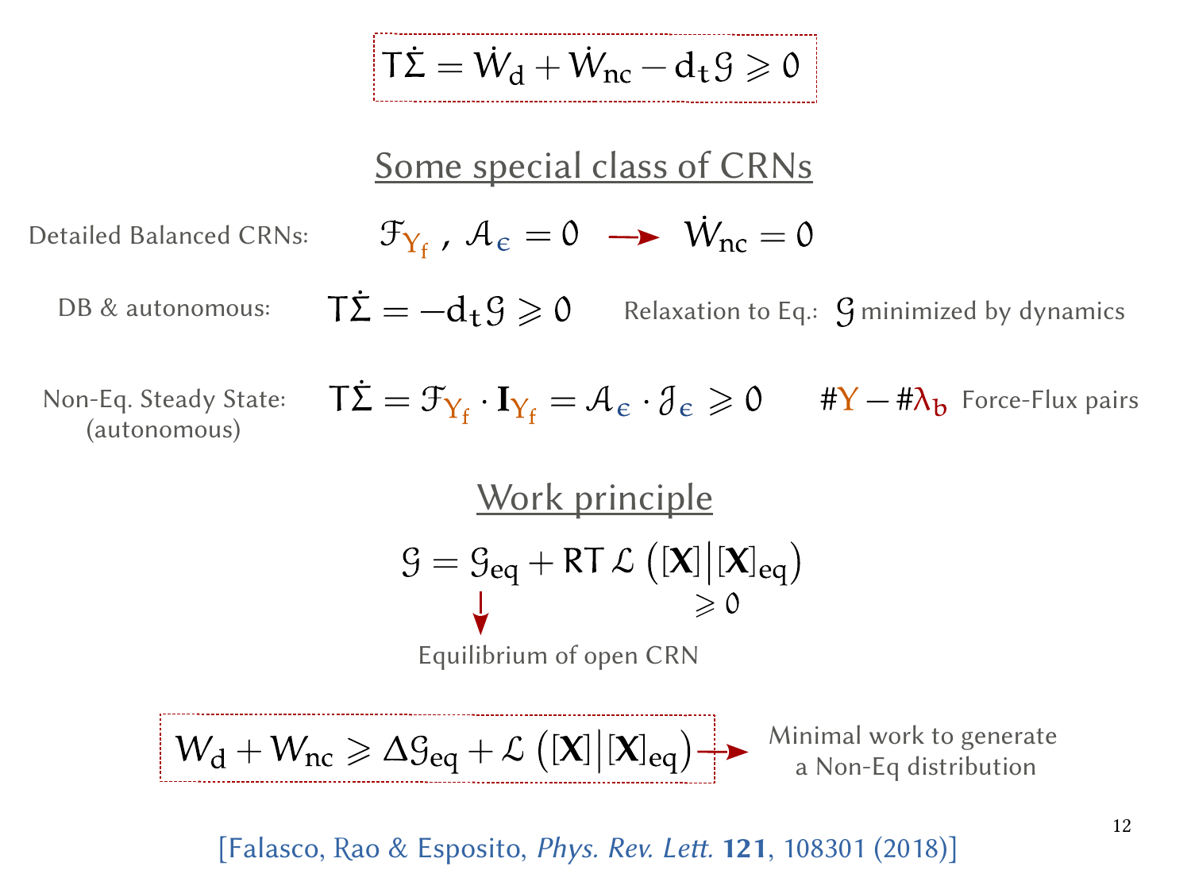$$T\dot{\Sigma} = \dot{W}_{\mathrm{d}} + \dot{W}_{\mathrm{nc}} - \mathrm{d}_t \mathcal{G} \geqslant 0$$

## Some special class of CRNs

Detailed Balanced CRNs: $\mathcal{F}_{Y_f}\,,\ \mathcal{A}_{\epsilon} = 0 \longrightarrow \dot{W}_{\mathrm{nc}} = 0$

DB & autonomous: $T\dot{\Sigma} = -\mathrm{d}_t \mathcal{G} \geqslant 0$ Relaxation to Eq.: $\mathcal{G}$ minimized by dynamics

Non-Eq. Steady State: (autonomous) $T\dot{\Sigma} = \mathcal{F}_{Y_f} \cdot \mathbf{I}_{Y_f} = \mathcal{A}_{\epsilon} \cdot \mathcal{J}_{\epsilon} \geqslant 0$ $\#Y - \#\lambda_b$ Force-Flux pairs

## Work principle

$$\mathcal{G} = \mathcal{G}_{\mathrm{eq}} + RT\,\mathcal{L}\left([\mathbf{X}]\middle|[\mathbf{X}]_{\mathrm{eq}}\right)$$

$\mathcal{G}_{\mathrm{eq}}$: Equilibrium of open CRN; $\mathcal{L}\left([\mathbf{X}]\middle|[\mathbf{X}]_{\mathrm{eq}}\right) \geqslant 0$

$$W_{\mathrm{d}} + W_{\mathrm{nc}} \geqslant \Delta\mathcal{G}_{\mathrm{eq}} + \mathcal{L}\left([\mathbf{X}]\middle|[\mathbf{X}]_{\mathrm{eq}}\right)$$

→ Minimal work to generate a Non-Eq distribution

[Falasco, Rao & Esposito, *Phys. Rev. Lett.* **121**, 108301 (2018)]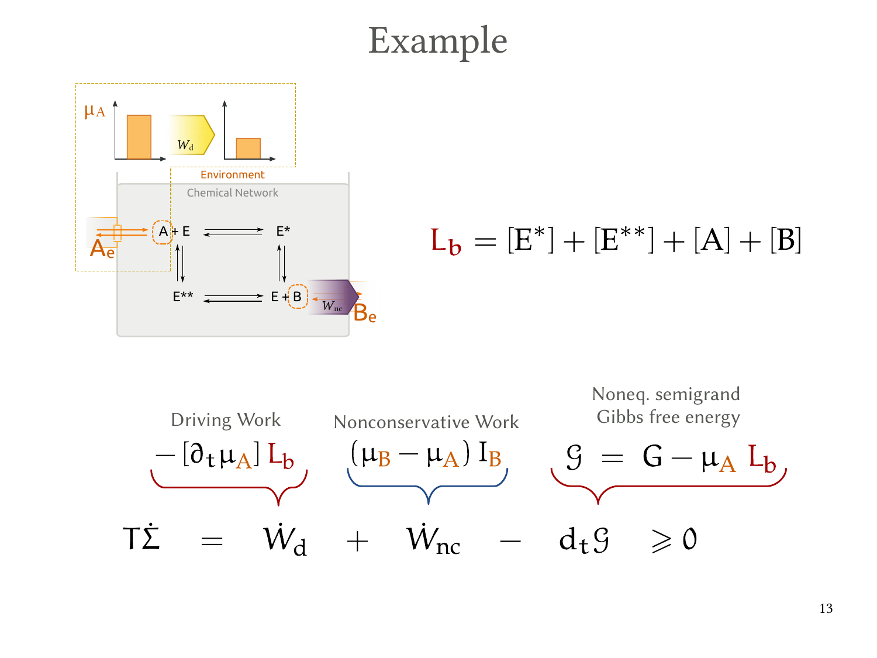# Example

$\mu_A$

$W_d$

Environment

Chemical Network

$A_e$ A + E ⇌ E*

E** ⇌ E + B $W_{nc}$ $B_e$

$$L_b = [E^*] + [E^{**}] + [A] + [B]$$

Driving Work: $-[\partial_t \mu_A] \, L_b$

Nonconservative Work: $(\mu_B - \mu_A) \, I_B$

Noneq. semigrand Gibbs free energy: $\mathcal{G} = G - \mu_A \, L_b$

$$T\dot{\Sigma} = \dot{W}_d + \dot{W}_{nc} - d_t \mathcal{G} \geqslant 0$$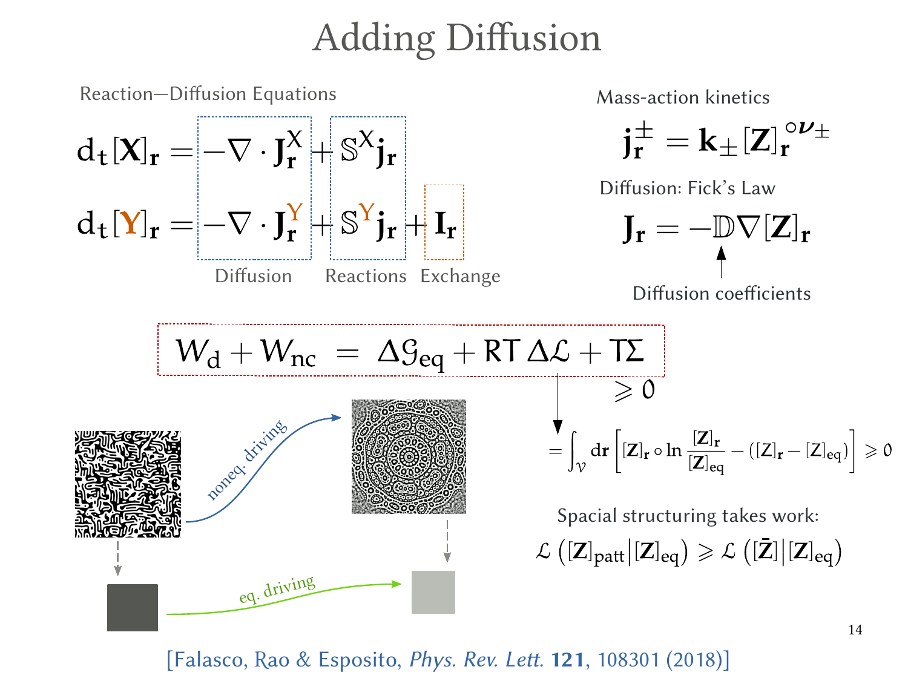# Adding Diffusion

Reaction—Diffusion Equations

$$\mathrm{d}_t[\mathbf{X}]_\mathbf{r} = -\nabla \cdot \mathbf{J}^X_\mathbf{r} + \mathbb{S}^X \mathbf{j}_\mathbf{r}$$

$$\mathrm{d}_t[\mathbf{Y}]_\mathbf{r} = -\nabla \cdot \mathbf{J}^Y_\mathbf{r} + \mathbb{S}^Y \mathbf{j}_\mathbf{r} + \mathbf{I}_\mathbf{r}$$

Diffusion — Reactions — Exchange

Mass-action kinetics

$$\mathbf{j}^\pm_\mathbf{r} = \mathbf{k}_\pm [\mathbf{Z}]_\mathbf{r}^{\circ \boldsymbol{\nu}_\pm}$$

Diffusion: Fick's Law

$$\mathbf{J}_\mathbf{r} = -\mathbb{D} \nabla [\mathbf{Z}]_\mathbf{r}$$

Diffusion coefficients

$$W_\mathrm{d} + W_\mathrm{nc} = \Delta \mathcal{G}_\mathrm{eq} + RT\,\Delta \mathcal{L} + T\Sigma$$

$$T\Sigma \geqslant 0$$

$$\mathcal{L} = \int_\mathcal{V} \mathrm{d}\mathbf{r} \left[ [\mathbf{Z}]_\mathbf{r} \circ \ln \frac{[\mathbf{Z}]_\mathbf{r}}{[\mathbf{Z}]_\mathrm{eq}} - ([\mathrm{Z}]_\mathbf{r} - [\mathrm{Z}]_\mathrm{eq}) \right] \geqslant 0$$

noneq. driving / eq. driving

Spacial structuring takes work:

$$\mathcal{L}\left([\mathbf{Z}]_\mathrm{patt} \middle| [\mathbf{Z}]_\mathrm{eq}\right) \geqslant \mathcal{L}\left([\bar{\mathbf{Z}}] \middle| [\mathbf{Z}]_\mathrm{eq}\right)$$

[Falasco, Rao & Esposito, *Phys. Rev. Lett.* **121**, 108301 (2018)]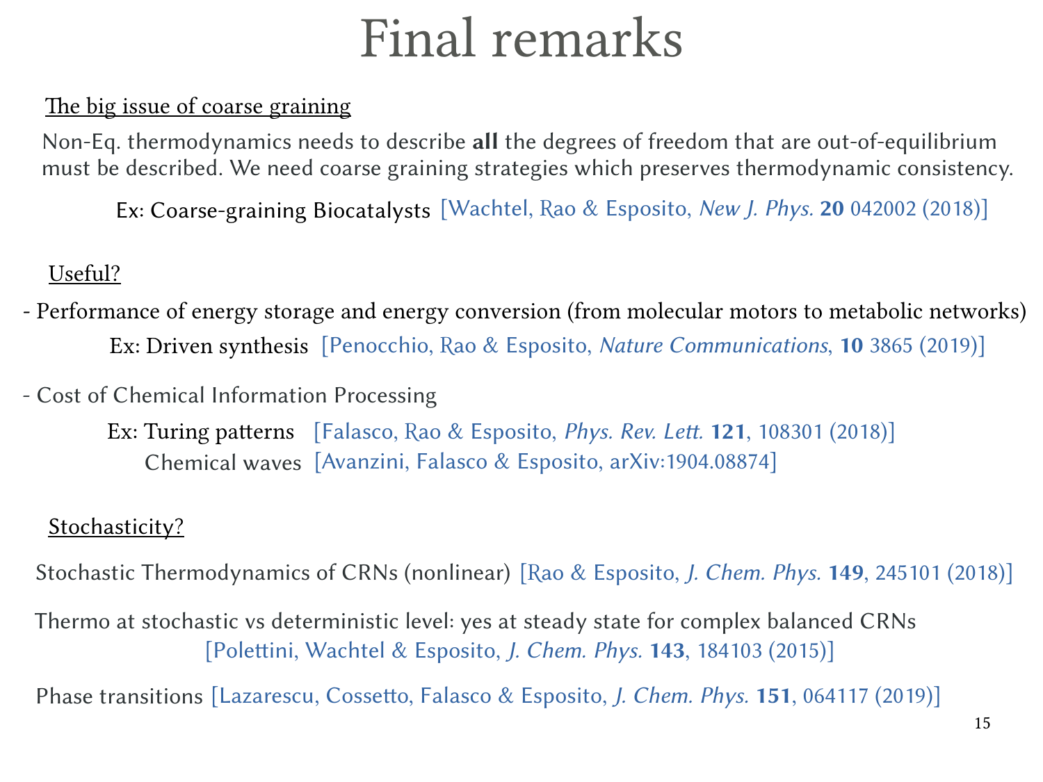# Final remarks

The big issue of coarse graining

Non-Eq. thermodynamics needs to describe **all** the degrees of freedom that are out-of-equilibrium must be described. We need coarse graining strategies which preserves thermodynamic consistency.

Ex: Coarse-graining Biocatalysts [Wachtel, Rao & Esposito, *New J. Phys.* **20** 042002 (2018)]

Useful?

- Performance of energy storage and energy conversion (from molecular motors to metabolic networks)

  Ex: Driven synthesis [Penocchio, Rao & Esposito, *Nature Communications*, **10** 3865 (2019)]

- Cost of Chemical Information Processing

  Ex: Turing patterns [Falasco, Rao & Esposito, *Phys. Rev. Lett.* **121**, 108301 (2018)]

  Chemical waves [Avanzini, Falasco & Esposito, arXiv:1904.08874]

Stochasticity?

Stochastic Thermodynamics of CRNs (nonlinear) [Rao & Esposito, *J. Chem. Phys.* **149**, 245101 (2018)]

Thermo at stochastic vs deterministic level: yes at steady state for complex balanced CRNs
[Polettini, Wachtel & Esposito, *J. Chem. Phys.* **143**, 184103 (2015)]

Phase transitions [Lazarescu, Cossetto, Falasco & Esposito, *J. Chem. Phys.* **151**, 064117 (2019)]